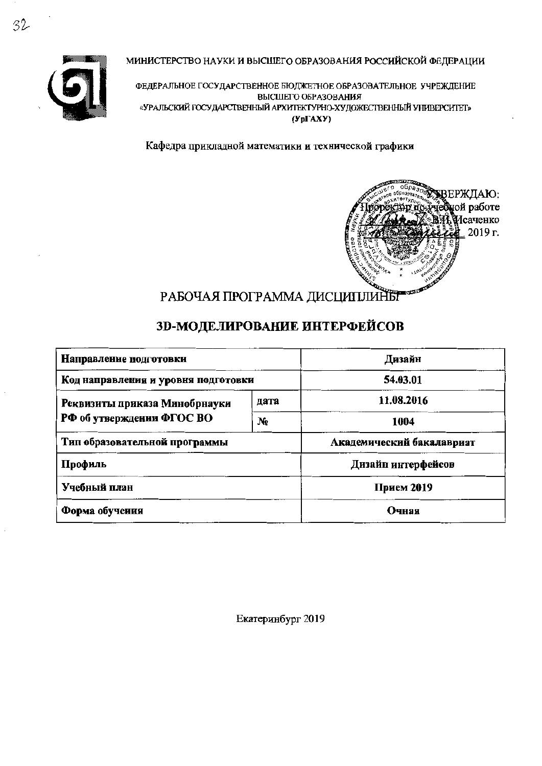МИНИСТЕРСТВО НАУКИ И ВЫСШЕГО ОБРАЗОВАНИЯ РОССИЙСКОЙ ФЕДЕРАЦИИ

ФЕДЕРАЛЬНОЕ ГОСУДАРСТВЕННОЕ БЮДЖЕТНОЕ ОБРАЗОВАТЕЛЬНОЕ УЧРЕЖДЕНИЕ ВЫСШЕГО ОБРАЗОВАНИЯ «УРАЛЬСКИЙ ГОСУДАРСТВЕННЫЙ АРХИТЕКТУРНО-ХУДОЖЕСТВЕННЫЙ УНИВЕРСИТЕТ» (УрГАХУ)

Кафедра прикладной математики и технической графики

УТВЕРЖДАЮ:
Проректор по учебной работе
В.И. Исаченко
2019 г.

# РАБОЧАЯ ПРОГРАММА ДИСЦИПЛИНЫ

## 3D-МОДЕЛИРОВАНИЕ ИНТЕРФЕЙСОВ

| | | |
|---|---|---|
| **Направление подготовки** | | **Дизайн** |
| **Код направления и уровня подготовки** | | **54.03.01** |
| **Реквизиты приказа Минобрнауки РФ об утверждении ФГОС ВО** | **дата** | **11.08.2016** |
| | **№** | **1004** |
| **Тип образовательной программы** | | **Академический бакалавриат** |
| **Профиль** | | **Дизайн интерфейсов** |
| **Учебный план** | | **Прием 2019** |
| **Форма обучения** | | **Очная** |

Екатеринбург 2019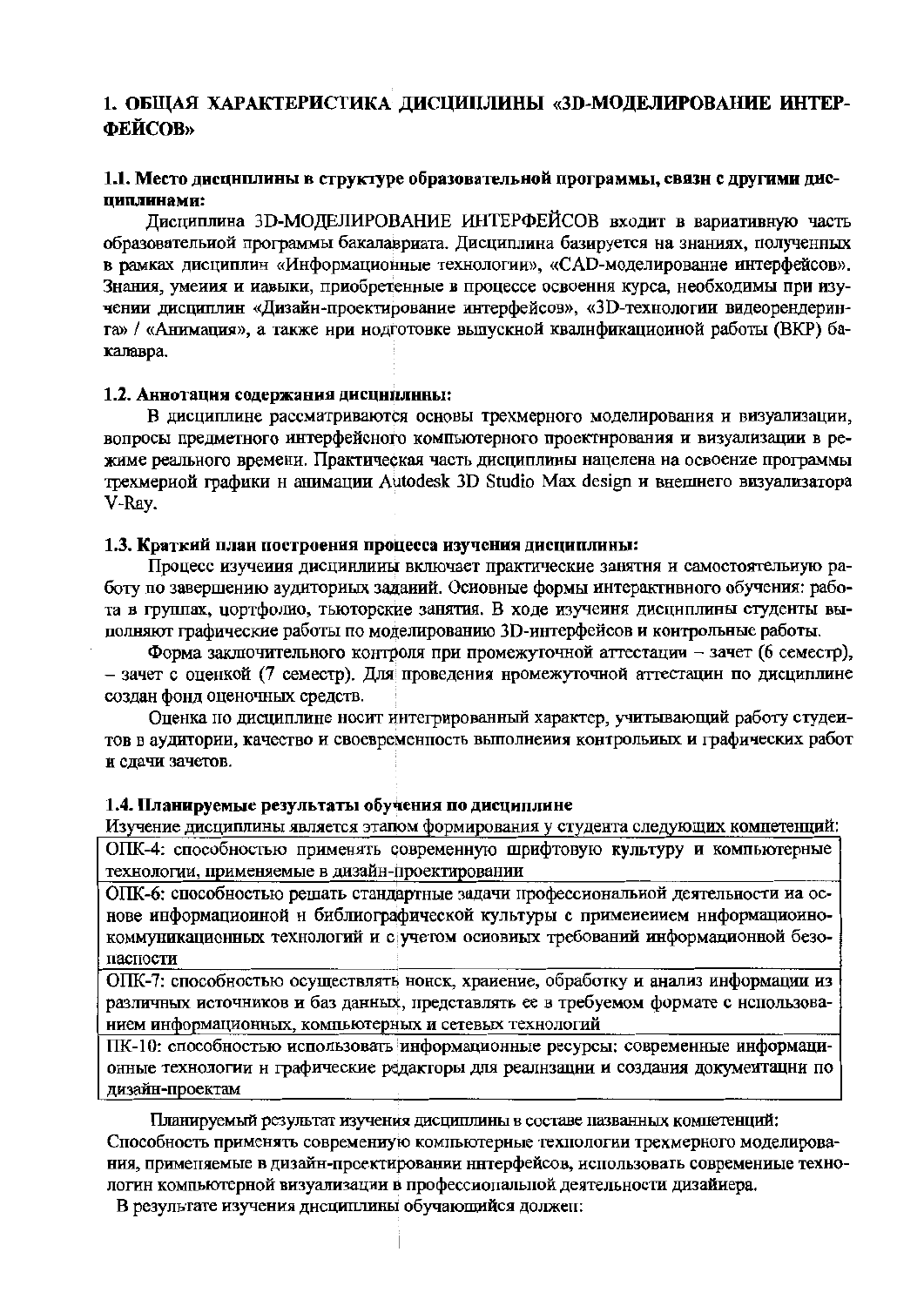# 1. ОБЩАЯ ХАРАКТЕРИСТИКА ДИСЦИПЛИНЫ «3D-МОДЕЛИРОВАНИЕ ИНТЕРФЕЙСОВ»

## 1.1. Место дисциплины в структуре образовательной программы, связи с другими дисциплинами:

Дисциплина 3D-МОДЕЛИРОВАНИЕ ИНТЕРФЕЙСОВ входит в вариативную часть образовательной программы бакалавриата. Дисциплина базируется на знаниях, полученных в рамках дисциплин «Информационные технологии», «CAD-моделирование интерфейсов». Знания, умения и навыки, приобретенные в процессе освоения курса, необходимы при изучении дисциплин «Дизайн-проектирование интерфейсов», «3D-технологии видеорендеринга» / «Анимация», а также при подготовке выпускной квалификационной работы (ВКР) бакалавра.

## 1.2. Аннотация содержания дисциплины:

В дисциплине рассматриваются основы трехмерного моделирования и визуализации, вопросы предметного интерфейсного компьютерного проектирования и визуализации в режиме реального времени. Практическая часть дисциплины нацелена на освоение программы трехмерной графики и анимации Autodesk 3D Studio Max design и внешнего визуализатора V-Ray.

## 1.3. Краткий план построения процесса изучения дисциплины:

Процесс изучения дисциплины включает практические занятия и самостоятельную работу по завершению аудиторных заданий. Основные формы интерактивного обучения: работа в группах, портфолио, тьюторские занятия. В ходе изучения дисциплины студенты выполняют графические работы по моделированию 3D-интерфейсов и контрольные работы.

Форма заключительного контроля при промежуточной аттестации – зачет (6 семестр), – зачет с оценкой (7 семестр). Для проведения промежуточной аттестации по дисциплине создан фонд оценочных средств.

Оценка по дисциплине носит интегрированный характер, учитывающий работу студентов в аудитории, качество и своевременность выполнения контрольных и графических работ и сдачи зачетов.

## 1.4. Планируемые результаты обучения по дисциплине

Изучение дисциплины является этапом формирования у студента следующих компетенций:

| |
|---|
| ОПК-4: способностью применять современную шрифтовую культуру и компьютерные технологии, применяемые в дизайн-проектировании |
| ОПК-6: способностью решать стандартные задачи профессиональной деятельности на основе информационной и библиографической культуры с применением информационно-коммуникационных технологий и с учетом основных требований информационной безопасности |
| ОПК-7: способностью осуществлять поиск, хранение, обработку и анализ информации из различных источников и баз данных, представлять ее в требуемом формате с использованием информационных, компьютерных и сетевых технологий |
| ПК-10: способностью использовать информационные ресурсы: современные информационные технологии и графические редакторы для реализации и создания документации по дизайн-проектам |

Планируемый результат изучения дисциплины в составе названных компетенций: Способность применять современную компьютерные технологии трехмерного моделирования, применяемые в дизайн-проектировании интерфейсов, использовать современные технологии компьютерной визуализации в профессиональной деятельности дизайнера.

В результате изучения дисциплины обучающийся должен: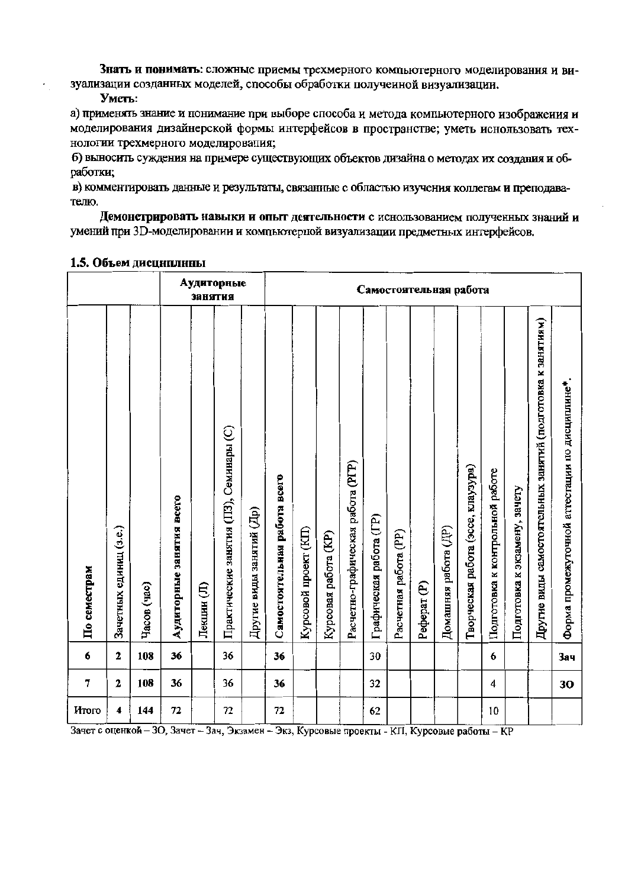**Знать и понимать**: сложные приемы трехмерного компьютерного моделирования и визуализации созданных моделей, способы обработки полученной визуализации.

**Уметь**:

а) применять знание и понимание при выборе способа и метода компьютерного изображения и моделирования дизайнерской формы интерфейсов в пространстве; уметь использовать технологии трехмерного моделирования;

б) выносить суждения на примере существующих объектов дизайна о методах их создания и обработки;

в) комментировать данные и результаты, связанные с областью изучения коллегам и преподавателю.

**Демонстрировать навыки и опыт деятельности** с использованием полученных знаний и умений при 3D-моделировании и компьютерной визуализации предметных интерфейсов.

### 1.5. Объем дисциплины

| | | | Аудиторные занятия | | | | Самостоятельная работа | | | | | | | | | | | | | |
|---|---|---|---|---|---|---|---|---|---|---|---|---|---|---|---|---|---|---|---|---|
| По семестрам | Зачетных единиц (з.е.) | Часов (час) | Аудиторные занятия всего | Лекции (Л) | Практические занятия (ПЗ), Семинары (С) | Другие виды занятий (Др) | Самостоятельная работа всего | Курсовой проект (КП) | Курсовая работа (КР) | Расчетно-графическая работа (РГР) | Графическая работа (ГР) | Расчетная работа (РР) | Реферат (Р) | Домашняя работа (ДР) | Творческая работа (эссе, клаузура) | Подготовка к контрольной работе | Подготовка к экзамену, зачету | Другие виды самостоятельных занятий (подготовка к занятиям) | Форма промежуточной аттестации по дисциплине* |
| 6 | 2 | 108 | 36 | | 36 | | 36 | | | | 30 | | | | | 6 | | | Зач |
| 7 | 2 | 108 | 36 | | 36 | | 36 | | | | 32 | | | | | 4 | | | ЗО |
| Итого | 4 | 144 | 72 | | 72 | | 72 | | | | 62 | | | | | 10 | | | |

Зачет с оценкой – ЗО, Зачет – Зач, Экзамен – Экз, Курсовые проекты - КП, Курсовые работы – КР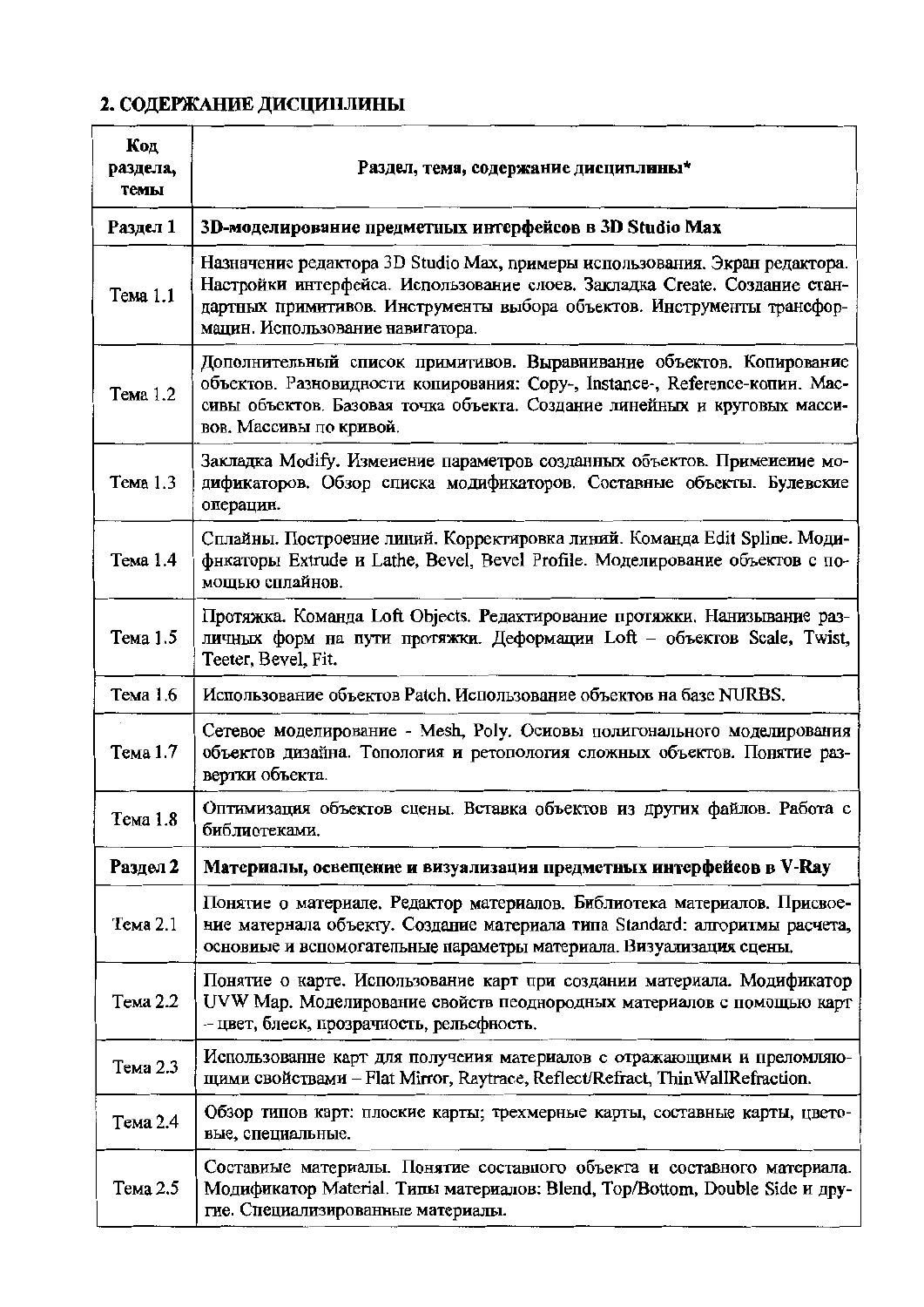## 2. СОДЕРЖАНИЕ ДИСЦИПЛИНЫ

| Код раздела, темы | Раздел, тема, содержание дисциплины* |
|---|---|
| **Раздел 1** | **3D-моделирование предметных интерфейсов в 3D Studio Max** |
| Тема 1.1 | Назначение редактора 3D Studio Max, примеры использования. Экран редактора. Настройки интерфейса. Использование слоев. Закладка Create. Создание стандартных примитивов. Инструменты выбора объектов. Инструменты трансформации. Использование навигатора. |
| Тема 1.2 | Дополнительный список примитивов. Выравнивание объектов. Копирование объектов. Разновидности копирования: Copy-, Instance-, Reference-копии. Массивы объектов. Базовая точка объекта. Создание линейных и круговых массивов. Массивы по кривой. |
| Тема 1.3 | Закладка Modify. Изменение параметров созданных объектов. Применение модификаторов. Обзор списка модификаторов. Составные объекты. Булевские операции. |
| Тема 1.4 | Сплайны. Построение линий. Корректировка линий. Команда Edit Spline. Модификаторы Extrude и Lathe, Bevel, Bevel Profile. Моделирование объектов с помощью сплайнов. |
| Тема 1.5 | Протяжка. Команда Loft Objects. Редактирование протяжки. Нанизывание различных форм на пути протяжки. Деформации Loft – объектов Scale, Twist, Teeter, Bevel, Fit. |
| Тема 1.6 | Использование объектов Patch. Использование объектов на базе NURBS. |
| Тема 1.7 | Сетевое моделирование - Mesh, Poly. Основы полигонального моделирования объектов дизайна. Топология и ретопология сложных объектов. Понятие развертки объекта. |
| Тема 1.8 | Оптимизация объектов сцены. Вставка объектов из других файлов. Работа с библиотеками. |
| **Раздел 2** | **Материалы, освещение и визуализация предметных интерфейсов в V-Ray** |
| Тема 2.1 | Понятие о материале. Редактор материалов. Библиотека материалов. Присвоение материала объекту. Создание материала типа Standard: алгоритмы расчета, основные и вспомогательные параметры материала. Визуализация сцены. |
| Тема 2.2 | Понятие о карте. Использование карт при создании материала. Модификатор UVW Map. Моделирование свойств неоднородных материалов с помощью карт – цвет, блеск, прозрачность, рельефность. |
| Тема 2.3 | Использование карт для получения материалов с отражающими и преломляющими свойствами – Flat Mirror, Raytrace, Reflect/Refract, ThinWallRefraction. |
| Тема 2.4 | Обзор типов карт: плоские карты; трехмерные карты, составные карты, цветовые, специальные. |
| Тема 2.5 | Составные материалы. Понятие составного объекта и составного материала. Модификатор Material. Типы материалов: Blend, Top/Bottom, Double Side и другие. Специализированные материалы. |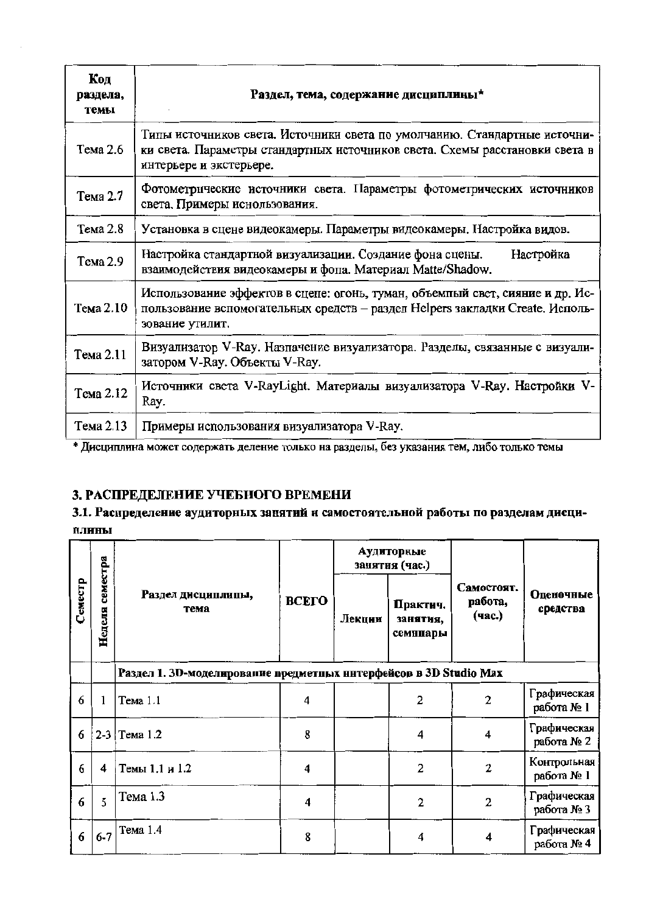| Код раздела, темы | Раздел, тема, содержание дисциплины* |
| --- | --- |
| Тема 2.6 | Типы источников света. Источники света по умолчанию. Стандартные источники света. Параметры стандартных источников света. Схемы расстановки света в интерьере и экстерьере. |
| Тема 2.7 | Фотометрические источники света. Параметры фотометрических источников света. Примеры использования. |
| Тема 2.8 | Установка в сцене видеокамеры. Параметры видеокамеры. Настройка видов. |
| Тема 2.9 | Настройка стандартной визуализации. Создание фона сцены. Настройка взаимодействия видеокамеры и фона. Материал Matte/Shadow. |
| Тема 2.10 | Использование эффектов в сцене: огонь, туман, объемный свет, сияние и др. Использование вспомогательных средств – раздел Helpers закладки Create. Использование утилит. |
| Тема 2.11 | Визуализатор V-Ray. Назначение визуализатора. Разделы, связанные с визуализатором V-Ray. Объекты V-Ray. |
| Тема 2.12 | Источники света V-RayLight. Материалы визуализатора V-Ray. Настройки V-Ray. |
| Тема 2.13 | Примеры использования визуализатора V-Ray. |

\* Дисциплина может содержать деление только на разделы, без указания тем, либо только темы

## 3. РАСПРЕДЕЛЕНИЕ УЧЕБНОГО ВРЕМЕНИ

### 3.1. Распределение аудиторных занятий и самостоятельной работы по разделам дисциплины

| Семестр | Неделя семестра | Раздел дисциплины, тема | ВСЕГО | Аудиторные занятия (час.) | | Самостоят. работа, (час.) | Оценочные средства |
| --- | --- | --- | --- | --- | --- | --- | --- |
| | | | | Лекции | Практич. занятия, семинары | | |
| | | **Раздел 1. 3D-моделирование предметных интерфейсов в 3D Studio Max** | | | | | |
| 6 | 1 | Тема 1.1 | 4 | | 2 | 2 | Графическая работа № 1 |
| 6 | 2-3 | Тема 1.2 | 8 | | 4 | 4 | Графическая работа № 2 |
| 6 | 4 | Темы 1.1 и 1.2 | 4 | | 2 | 2 | Контрольная работа № 1 |
| 6 | 5 | Тема 1.3 | 4 | | 2 | 2 | Графическая работа № 3 |
| 6 | 6-7 | Тема 1.4 | 8 | | 4 | 4 | Графическая работа № 4 |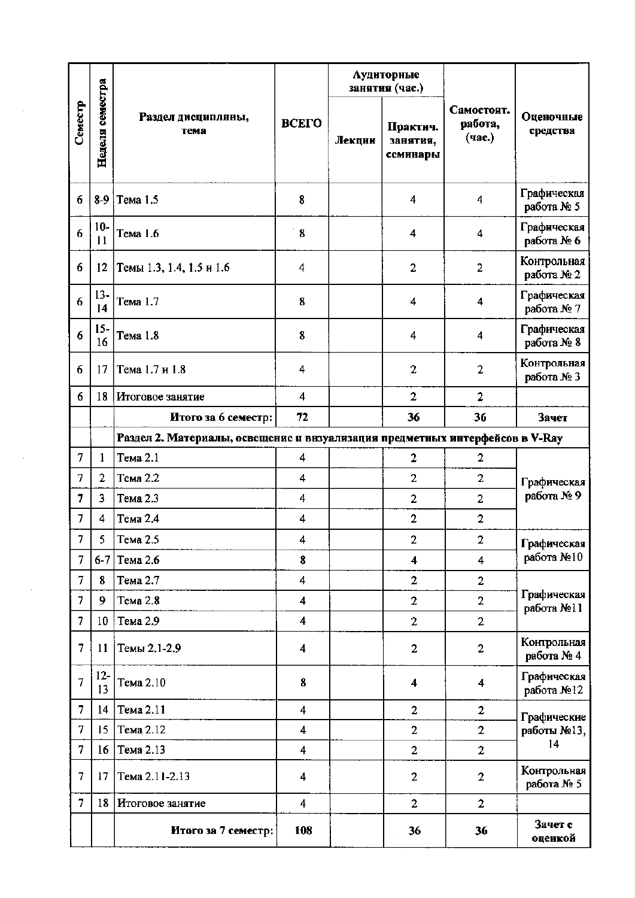| Семестр | Неделя семестра | Раздел дисциплины, тема | ВСЕГО | Аудиторные занятия (час.) | | Самостоят. работа, (час.) | Оценочные средства |
|---|---|---|---|---|---|---|---|
| | | | | Лекции | Практич. занятия, семинары | | |
| 6 | 8-9 | Тема 1.5 | 8 | | 4 | 4 | Графическая работа № 5 |
| 6 | 10-11 | Тема 1.6 | 8 | | 4 | 4 | Графическая работа № 6 |
| 6 | 12 | Темы 1.3, 1.4, 1.5 и 1.6 | 4 | | 2 | 2 | Контрольная работа № 2 |
| 6 | 13-14 | Тема 1.7 | 8 | | 4 | 4 | Графическая работа № 7 |
| 6 | 15-16 | Тема 1.8 | 8 | | 4 | 4 | Графическая работа № 8 |
| 6 | 17 | Тема 1.7 и 1.8 | 4 | | 2 | 2 | Контрольная работа № 3 |
| 6 | 18 | Итоговое занятие | 4 | | 2 | 2 | |
| | | **Итого за 6 семестр:** | **72** | | **36** | **36** | **Зачет** |
| | | **Раздел 2. Материалы, освещение и визуализация предметных интерфейсов в V-Ray** | | | | | |
| 7 | 1 | Тема 2.1 | 4 | | 2 | 2 | Графическая работа № 9 |
| 7 | 2 | Тема 2.2 | 4 | | 2 | 2 | |
| 7 | 3 | Тема 2.3 | 4 | | 2 | 2 | |
| 7 | 4 | Тема 2.4 | 4 | | 2 | 2 | |
| 7 | 5 | Тема 2.5 | 4 | | 2 | 2 | Графическая работа №10 |
| 7 | 6-7 | Тема 2.6 | 8 | | 4 | 4 | |
| 7 | 8 | Тема 2.7 | 4 | | 2 | 2 | Графическая работа №11 |
| 7 | 9 | Тема 2.8 | 4 | | 2 | 2 | |
| 7 | 10 | Тема 2.9 | 4 | | 2 | 2 | |
| 7 | 11 | Темы 2.1-2.9 | 4 | | 2 | 2 | Контрольная работа № 4 |
| 7 | 12-13 | Тема 2.10 | 8 | | 4 | 4 | Графическая работа №12 |
| 7 | 14 | Тема 2.11 | 4 | | 2 | 2 | Графические работы №13, 14 |
| 7 | 15 | Тема 2.12 | 4 | | 2 | 2 | |
| 7 | 16 | Тема 2.13 | 4 | | 2 | 2 | |
| 7 | 17 | Тема 2.11-2.13 | 4 | | 2 | 2 | Контрольная работа № 5 |
| 7 | 18 | Итоговое занятие | 4 | | 2 | 2 | |
| | | **Итого за 7 семестр:** | **108** | | **36** | **36** | **Зачет с оценкой** |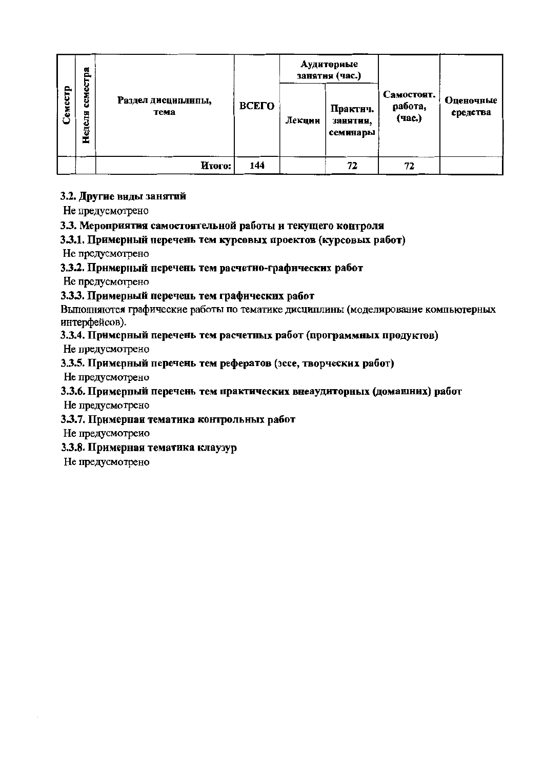| Семестр | Неделя семестра | Раздел дисциплины, тема | ВСЕГО | Аудиторные занятия (час.) | | Самостоят. работа, (час.) | Оценочные средства |
|---|---|---|---|---|---|---|---|
| | | | | Лекции | Практич. занятия, семинары | | |
| | | **Итого:** | 144 | | 72 | 72 | |

**3.2. Другие виды занятий**

Не предусмотрено

**3.3. Мероприятия самостоятельной работы и текущего контроля**

**3.3.1. Примерный перечень тем курсовых проектов (курсовых работ)**

Не предусмотрено

**3.3.2. Примерный перечень тем расчетно-графических работ**

Не предусмотрено

**3.3.3. Примерный перечень тем графических работ**

Выполняются графические работы по тематике дисциплины (моделирование компьютерных интерфейсов).

**3.3.4. Примерный перечень тем расчетных работ (программных продуктов)**

Не предусмотрено

**3.3.5. Примерный перечень тем рефератов (эссе, творческих работ)**

Не предусмотрено

**3.3.6. Примерный перечень тем практических внеаудиторных (домашних) работ**

Не предусмотрено

**3.3.7. Примерная тематика контрольных работ**

Не предусмотрено

**3.3.8. Примерная тематика клаузур**

Не предусмотрено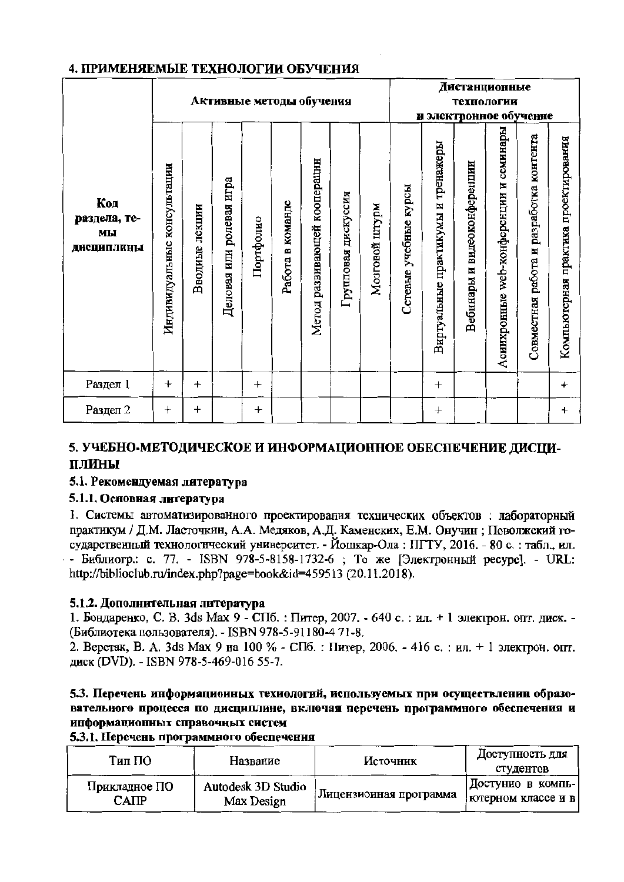## 4. ПРИМЕНЯЕМЫЕ ТЕХНОЛОГИИ ОБУЧЕНИЯ

| Код раздела, темы дисциплины | Активные методы обучения | | | | | | | | Дистанционные технологии и электронное обучение | | | | | |
|---|---|---|---|---|---|---|---|---|---|---|---|---|---|---|
| | Индивидуальные консультации | Вводные лекции | Деловая или ролевая игра | Портфолио | Работа в команде | Метод развивающей кооперации | Групповая дискуссия | Мозговой штурм | Сетевые учебные курсы | Виртуальные практикумы и тренажеры | Вебинары и видеоконференции | Асинхронные web-конференции и семинары | Совместная работа и разработка контента | Компьютерная практика проектирования |
| Раздел 1 | + | + | | + | | | | | | + | | | | + |
| Раздел 2 | + | + | | + | | | | | | + | | | | + |

## 5. УЧЕБНО-МЕТОДИЧЕСКОЕ И ИНФОРМАЦИОННОЕ ОБЕСПЕЧЕНИЕ ДИСЦИПЛИНЫ

### 5.1. Рекомендуемая литература

#### 5.1.1. Основная литература

1. Системы автоматизированного проектирования технических объектов : лабораторный практикум / Д.М. Ласточкин, А.А. Медяков, А.Д. Каменских, Е.М. Онучин ; Поволжский государственный технологический университет. - Йошкар-Ола : ПГТУ, 2016. - 80 с. : табл., ил. - Библиогр.: с. 77. - ISBN 978-5-8158-1732-6 ; То же [Электронный ресурс]. - URL: http://biblioclub.ru/index.php?page=book&id=459513 (20.11.2018).

#### 5.1.2. Дополнительная литература

1. Бондаренко, С. В. 3ds Max 9 - СПб. : Питер, 2007. - 640 с. : ил. + 1 электрон. опт. диск. - (Библиотека пользователя). - ISBN 978-5-91180-4 71-8.
2. Верстак, В. А. 3ds Max 9 на 100 % - СПб. : Питер, 2006. - 416 с. : ил. + 1 электрон. опт. диск (DVD). - ISBN 978-5-469-016 55-7.

### 5.3. Перечень информационных технологий, используемых при осуществлении образовательного процесса по дисциплине, включая перечень программного обеспечения и информационных справочных систем

#### 5.3.1. Перечень программного обеспечения

| Тип ПО | Название | Источник | Доступность для студентов |
|---|---|---|---|
| Прикладное ПО САПР | Autodesk 3D Studio Max Design | Лицензионная программа | Доступно в компьютерном классе и в |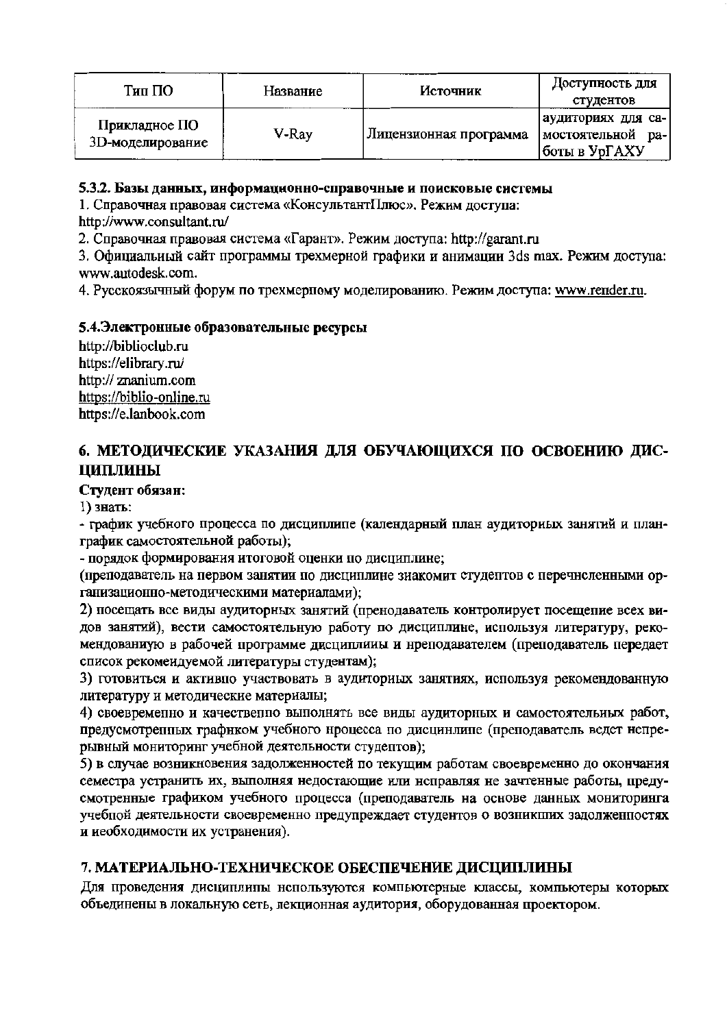| Тип ПО | Название | Источник | Доступность для студентов |
|---|---|---|---|
| Прикладное ПО 3D-моделирование | V-Ray | Лицензионная программа | аудиториях для самостоятельной работы в УрГАХУ |

**5.3.2. Базы данных, информационно-справочные и поисковые системы**

1. Справочная правовая система «КонсультантПлюс». Режим доступа: http://www.consultant.ru/
2. Справочная правовая система «Гарант». Режим доступа: http://garant.ru
3. Официальный сайт программы трехмерной графики и анимации 3ds max. Режим доступа: www.autodesk.com.
4. Русскоязычный форум по трехмерному моделированию. Режим доступа: www.render.ru.

**5.4.Электронные образовательные ресурсы**

http://biblioclub.ru
https://elibrary.ru/
http:// znanium.com
https://biblio-online.ru
https://e.lanbook.com

## 6. МЕТОДИЧЕСКИЕ УКАЗАНИЯ ДЛЯ ОБУЧАЮЩИХСЯ ПО ОСВОЕНИЮ ДИСЦИПЛИНЫ

**Студент обязан:**

1) знать:

- график учебного процесса по дисциплине (календарный план аудиторных занятий и план-график самостоятельной работы);
- порядок формирования итоговой оценки по дисциплине;

(преподаватель на первом занятии по дисциплине знакомит студентов с перечисленными организационно-методическими материалами);

2) посещать все виды аудиторных занятий (преподаватель контролирует посещение всех видов занятий), вести самостоятельную работу по дисциплине, используя литературу, рекомендованную в рабочей программе дисциплины и преподавателем (преподаватель передает список рекомендуемой литературы студентам);

3) готовиться и активно участвовать в аудиторных занятиях, используя рекомендованную литературу и методические материалы;

4) своевременно и качественно выполнять все виды аудиторных и самостоятельных работ, предусмотренных графиком учебного процесса по дисциплине (преподаватель ведет непрерывный мониторинг учебной деятельности студентов);

5) в случае возникновения задолженностей по текущим работам своевременно до окончания семестра устранить их, выполняя недостающие или исправляя не зачтенные работы, предусмотренные графиком учебного процесса (преподаватель на основе данных мониторинга учебной деятельности своевременно предупреждает студентов о возникших задолженностях и необходимости их устранения).

## 7. МАТЕРИАЛЬНО-ТЕХНИЧЕСКОЕ ОБЕСПЕЧЕНИЕ ДИСЦИПЛИНЫ

Для проведения дисциплины используются компьютерные классы, компьютеры которых объединены в локальную сеть, лекционная аудитория, оборудованная проектором.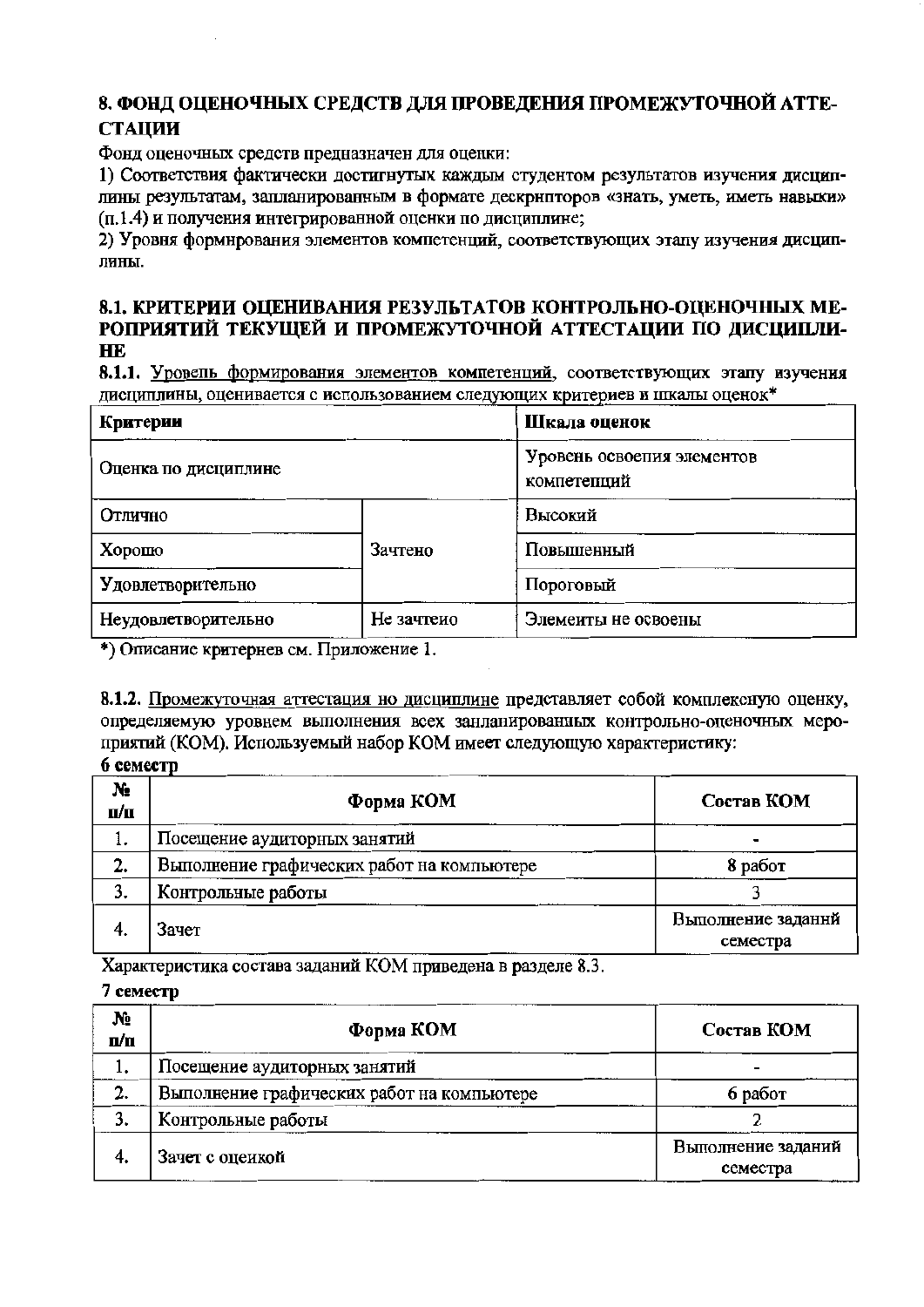## 8. ФОНД ОЦЕНОЧНЫХ СРЕДСТВ ДЛЯ ПРОВЕДЕНИЯ ПРОМЕЖУТОЧНОЙ АТТЕСТАЦИИ

Фонд оценочных средств предназначен для оценки:

1) Соответствия фактически достигнутых каждым студентом результатов изучения дисциплины результатам, запланированным в формате дескрнпторов «знать, уметь, иметь навыки» (п.1.4) и получения интегрированной оценки по дисциплине;

2) Уровня формнрования элементов компетенций, соответствующих этапу изучения дисциплины.

### 8.1. КРИТЕРИИ ОЦЕНИВАНИЯ РЕЗУЛЬТАТОВ КОНТРОЛЬНО-ОЦЕНОЧНЫХ МЕРОПРИЯТИЙ ТЕКУЩЕЙ И ПРОМЕЖУТОЧНОЙ АТТЕСТАЦИИ ПО ДИСЦИПЛИНЕ

**8.1.1.** Уровень формирования элементов компетенций, соответствующих этапу изучения дисциплины, оценивается с использованием следующих критериев и шкалы оценок*

| Критерии | | Шкала оценок |
|---|---|---|
| Оценка по дисциплине | | Уровень освоения элементов компетенций |
| Отлично | Зачтено | Высокий |
| Хорошо | | Повышенный |
| Удовлетворительно | | Пороговый |
| Неудовлетворительно | Не зачтено | Элементы не освоены |

*) Описание критернев см. Приложение 1.

**8.1.2.** Промежуточная аттестация но дисциплине представляет собой комплексную оценку, определяемую уровнем выполнения всех запланированных контрольно-оценочных мероприятий (КОМ). Используемый набор КОМ имеет следующую характеристику:

**6 семестр**

| № п/п | Форма КОМ | Состав КОМ |
|---|---|---|
| 1. | Посещение аудиторных занятий | - |
| 2. | Выполнение графических работ на компьютере | 8 работ |
| 3. | Контрольные работы | 3 |
| 4. | Зачет | Выполнение заданий семестра |

Характеристика состава заданий КОМ приведена в разделе 8.3.

**7 семестр**

| № п/п | Форма КОМ | Состав КОМ |
|---|---|---|
| 1. | Посещение аудиторных занятий | - |
| 2. | Выполнение графических работ на компьютере | 6 работ |
| 3. | Контрольные работы | 2 |
| 4. | Зачет с оценкой | Выполнение заданий семестра |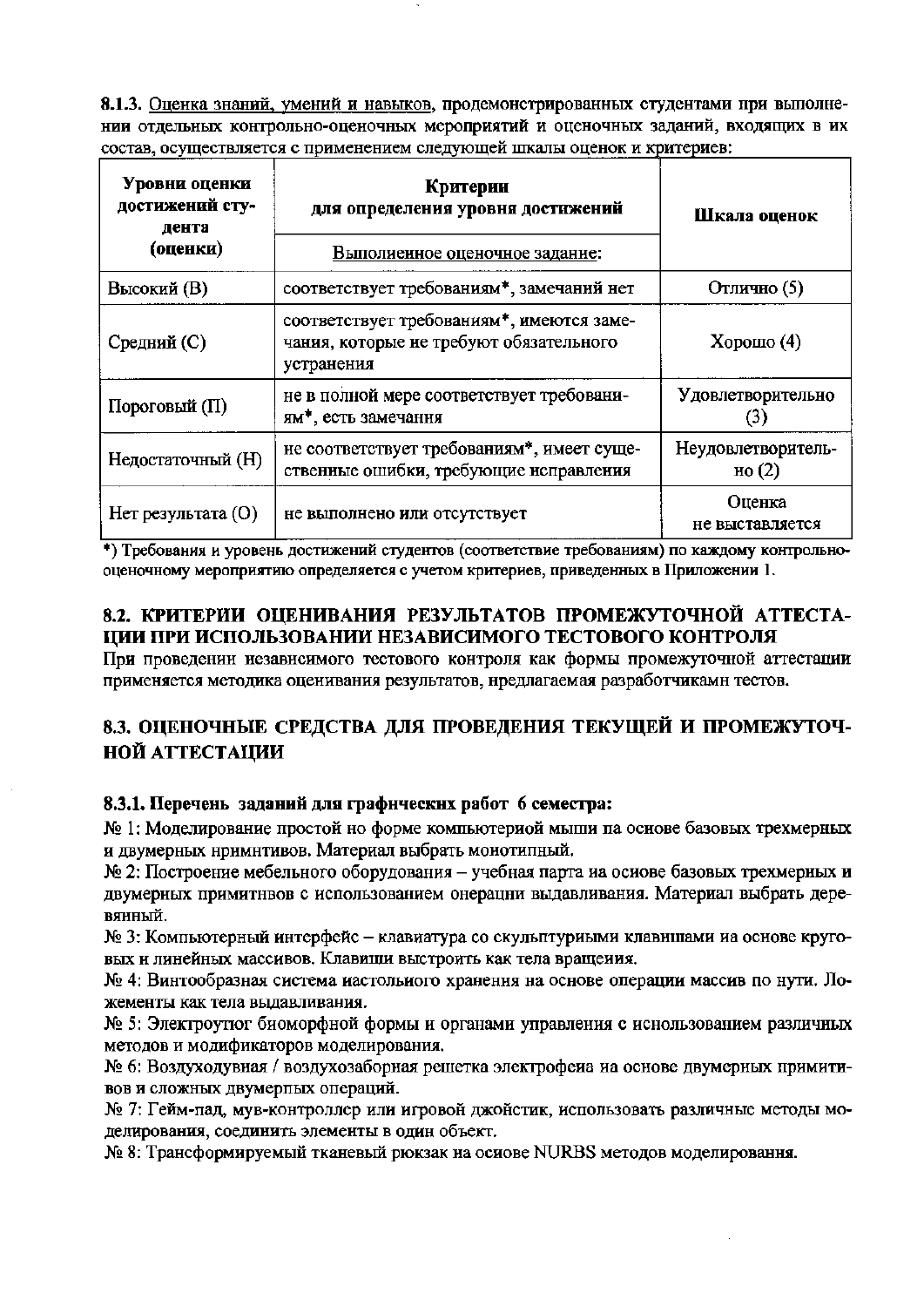**8.1.3.** Оценка знаний, умений и навыков, продемонстрированных студентами при выполнении отдельных контрольно-оценочных мероприятий и оценочных заданий, входящих в их состав, осуществляется с применением следующей шкалы оценок и критериев:

| Уровни оценки достижений студента (оценки) | Критерии для определения уровня достижений<br>Выполненное оценочное задание: | Шкала оценок |
|---|---|---|
| Высокий (В) | соответствует требованиям*, замечаний нет | Отлично (5) |
| Средний (С) | соответствует требованиям*, имеются замечания, которые не требуют обязательного устранения | Хорошо (4) |
| Пороговый (П) | не в полной мере соответствует требованиям*, есть замечания | Удовлетворительно (3) |
| Недостаточный (Н) | не соответствует требованиям*, имеет существенные ошибки, требующие исправления | Неудовлетворительно (2) |
| Нет результата (О) | не выполнено или отсутствует | Оценка не выставляется |

*) Требования и уровень достижений студентов (соответствие требованиям) по каждому контрольно-оценочному мероприятию определяется с учетом критериев, приведенных в Приложении 1.

## 8.2. КРИТЕРИИ ОЦЕНИВАНИЯ РЕЗУЛЬТАТОВ ПРОМЕЖУТОЧНОЙ АТТЕСТАЦИИ ПРИ ИСПОЛЬЗОВАНИИ НЕЗАВИСИМОГО ТЕСТОВОГО КОНТРОЛЯ

При проведении независимого тестового контроля как формы промежуточной аттестации применяется методика оценивания результатов, предлагаемая разработчиками тестов.

## 8.3. ОЦЕНОЧНЫЕ СРЕДСТВА ДЛЯ ПРОВЕДЕНИЯ ТЕКУЩЕЙ И ПРОМЕЖУТОЧНОЙ АТТЕСТАЦИИ

**8.3.1. Перечень заданий для графических работ 6 семестра:**

№ 1: Моделирование простой по форме компьютерной мыши на основе базовых трехмерных и двумерных примитивов. Материал выбрать монотипный.

№ 2: Построение мебельного оборудования – учебная парта на основе базовых трехмерных и двумерных примитивов с использованием операции выдавливания. Материал выбрать деревянный.

№ 3: Компьютерный интерфейс – клавиатура со скульптурными клавишами на основе круговых и линейных массивов. Клавиши выстроить как тела вращения.

№ 4: Винтообразная система настольного хранения на основе операции массив по пути. Ложементы как тела выдавливания.

№ 5: Электроутюг биоморфной формы и органами управления с использованием различных методов и модификаторов моделирования.

№ 6: Воздуходувная / воздухозаборная решетка электрофена на основе двумерных примитивов и сложных двумерных операций.

№ 7: Гейм-пад, мув-контроллер или игровой джойстик, использовать различные методы моделирования, соединить элементы в один объект.

№ 8: Трансформируемый тканевый рюкзак на основе NURBS методов моделирования.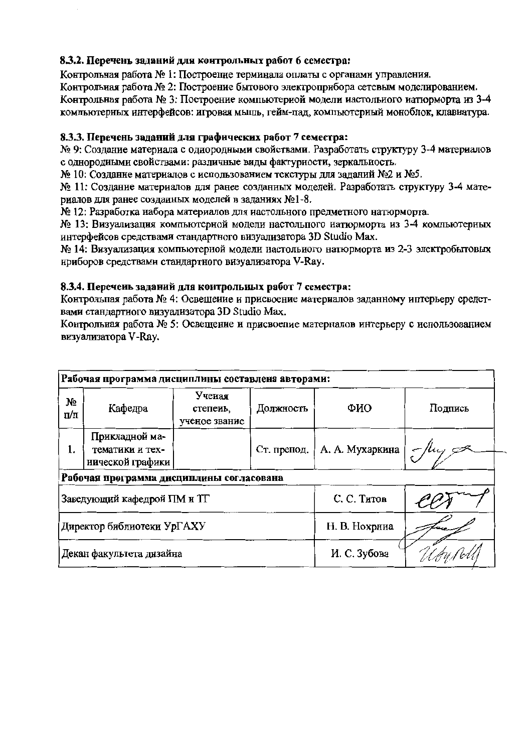**8.3.2. Перечень заданий для контрольных работ 6 семестра:**

Контрольная работа № 1: Построение терминала оплаты с органами управления.

Контрольная работа № 2: Построение бытового электроприбора сетевым моделированием.

Контрольная работа № 3: Построение компьютерной модели настольного натюрморта из 3-4 компьютерных интерфейсов: игровая мышь, гейм-пад, компьютерный моноблок, клавиатура.

**8.3.3. Перечень заданий для графических работ 7 семестра:**

№ 9: Создание материала с однородными свойствами. Разработать структуру 3-4 материалов с однородными свойствами: различные виды фактурности, зеркальность.

№ 10: Создание материалов с использованием текстуры для заданий №2 и №5.

№ 11: Создание материалов для ранее созданных моделей. Разработать структуру 3-4 материалов для ранее созданных моделей в заданиях №1-8.

№ 12: Разработка набора материалов для настольного предметного натюрморта.

№ 13: Визуализация компьютерной модели настольного натюрморта из 3-4 компьютерных интерфейсов средствами стандартного визуализатора 3D Studio Max.

№ 14: Визуализация компьютерной модели настольного натюрморта из 2-3 электробытовых приборов средствами стандартного визуализатора V-Ray.

**8.3.4. Перечень заданий для контрольных работ 7 семестра:**

Контрольная работа № 4: Освещение и присвоение материалов заданному интерьеру средствами стандартного визуализатора 3D Studio Max.

Контрольная работа № 5: Освещение и присвоение материалов интерьеру с использованием визуализатора V-Ray.

| **Рабочая программа дисциплины составлена авторами:** | | | | | |
|---|---|---|---|---|---|
| № п/п | Кафедра | Ученая степень, ученое звание | Должность | ФИО | Подпись |
| 1. | Прикладной математики и технической графики | | Ст. препод. | А. А. Мухаркина | |
| **Рабочая программа дисциплины согласована** | | | | | |
| Заведующий кафедрой ПМ и ТГ | | | | С. С. Титов | |
| Директор библиотеки УрГАХУ | | | | Н. В. Нохрина | |
| Декан факультета дизайна | | | | И. С. Зубова | |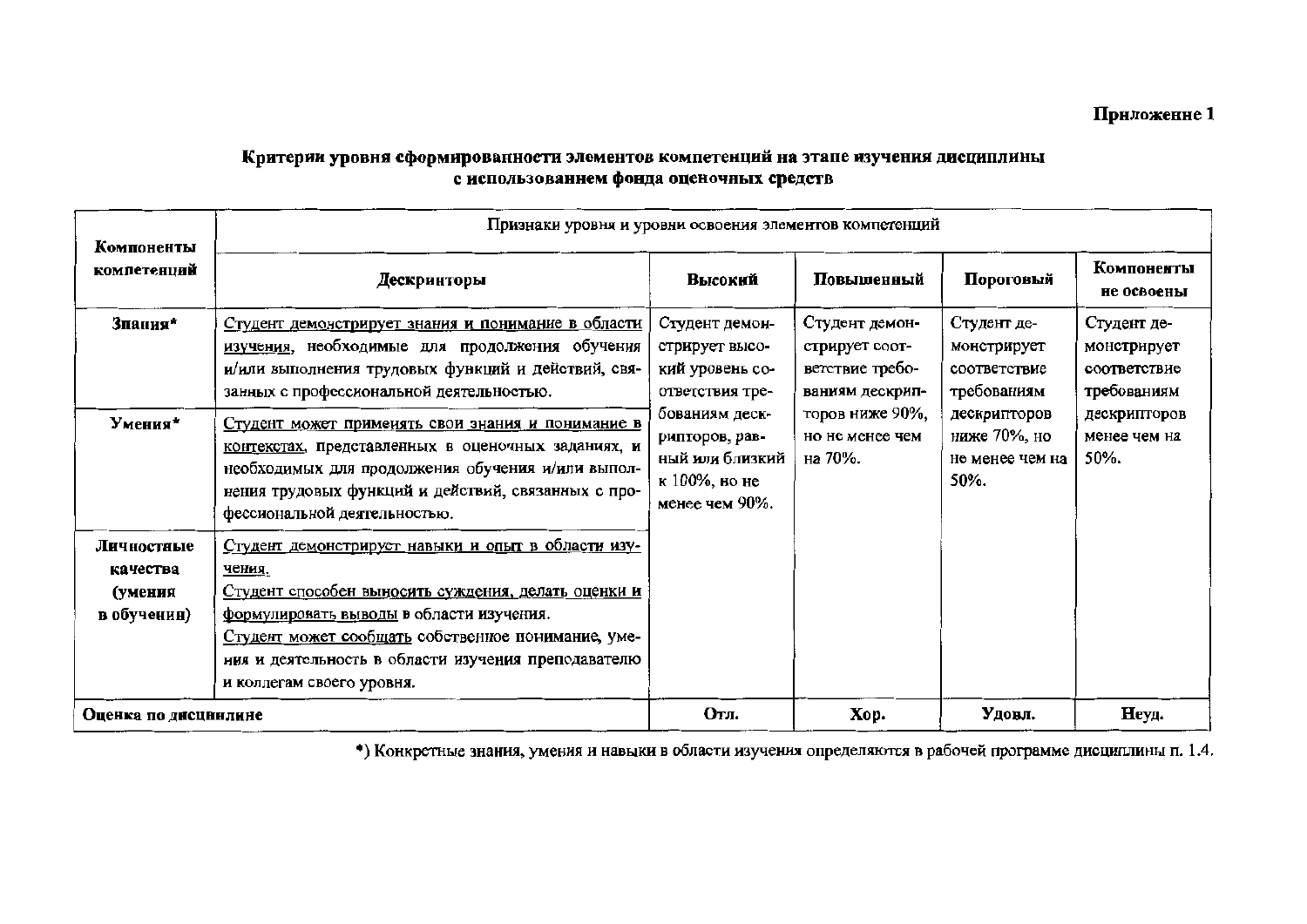**Приложение 1**

**Критерии уровня сформированности элементов компетенций на этапе изучения дисциплины с использованием фонда оценочных средств**

| Компоненты компетенций | Признаки уровня и уровни освоения элементов компетенций | | | | |
|---|---|---|---|---|---|
| | Дескрипторы | Высокий | Повышенный | Пороговый | Компоненты не освоены |
| Знания* | Студент демонстрирует знания и понимание в области изучения, необходимые для продолжения обучения и/или выполнения трудовых функций и действий, связанных с профессиональной деятельностью. | Студент демонстрирует высокий уровень соответствия требованиям дескрипторов, равный или близкий к 100%, но не менее чем 90%. | Студент демонстрирует соответствие требованиям дескрипторов ниже 90%, но не менее чем на 70%. | Студент демонстрирует соответствие требованиям дескрипторов ниже 70%, но не менее чем на 50%. | Студент демонстрирует соответствие требованиям дескрипторов менее чем на 50%. |
| Умения* | Студент может применять свои знания и понимание в контекстах, представленных в оценочных заданиях, и необходимых для продолжения обучения и/или выполнения трудовых функций и действий, связанных с профессиональной деятельностью. | | | | |
| Личностные качества (умения в обучении) | Студент демонстрирует навыки и опыт в области изучения. Студент способен выносить суждения, делать оценки и формулировать выводы в области изучения. Студент может сообщать собственное понимание, умения и деятельность в области изучения преподавателю и коллегам своего уровня. | | | | |
| **Оценка по дисциплине** | | **Отл.** | **Хор.** | **Удовл.** | **Неуд.** |

*) Конкретные знания, умения и навыки в области изучения определяются в рабочей программе дисциплины п. 1.4.